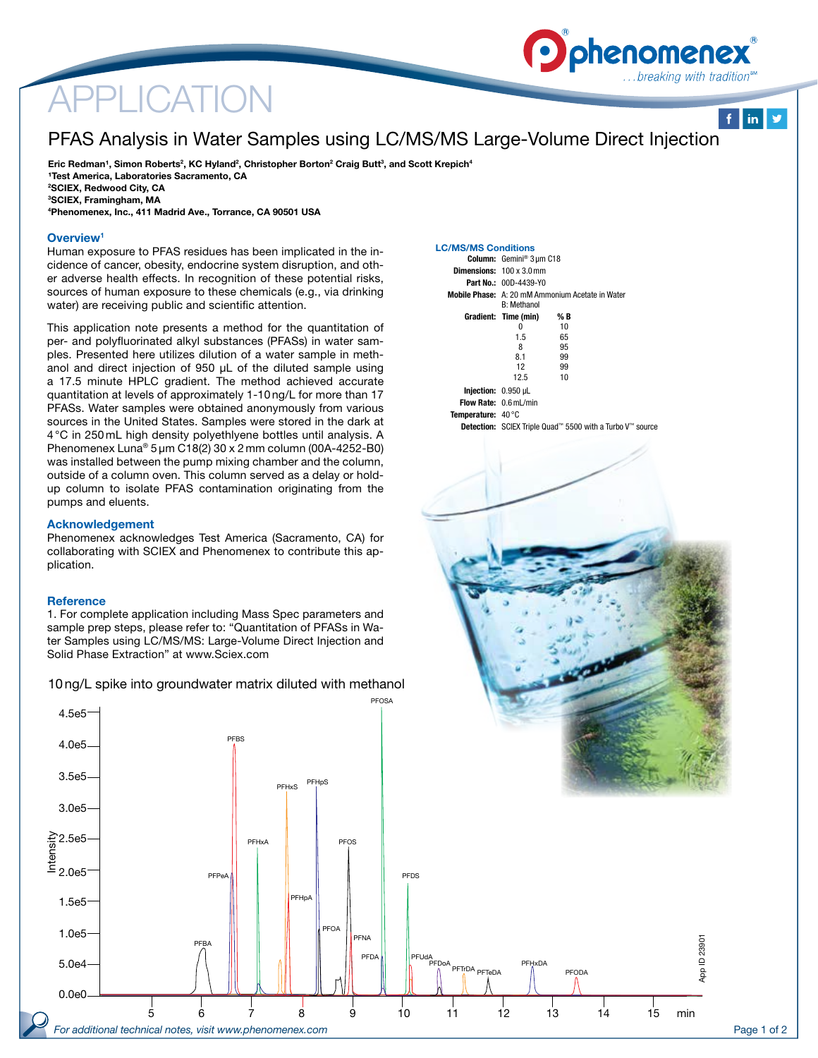# APPLICATION

## PFAS Analysis in Water Samples using LC/MS/MS Large-Volume Direct Injection

**Eric Redman[1], Simon Roberts[2], KC Hyland[2], Christopher Borton[2] Craig Butt[3], and Scott Krepich[4]**
**[1]Test America, Laboratories Sacramento, CA**
**[2]SCIEX, Redwood City, CA**
**[3]SCIEX, Framingham, MA**
**[4]Phenomenex, Inc., 411 Madrid Ave., Torrance, CA 90501 USA**

### Overview[1]

Human exposure to PFAS residues has been implicated in the incidence of cancer, obesity, endocrine system disruption, and other adverse health effects. In recognition of these potential risks, sources of human exposure to these chemicals (e.g., via drinking water) are receiving public and scientific attention.

This application note presents a method for the quantitation of per- and polyfluorinated alkyl substances (PFASs) in water samples. Presented here utilizes dilution of a water sample in methanol and direct injection of 950 µL of the diluted sample using a 17.5 minute HPLC gradient. The method achieved accurate quantitation at levels of approximately 1-10 ng/L for more than 17 PFASs. Water samples were obtained anonymously from various sources in the United States. Samples were stored in the dark at 4 °C in 250 mL high density polyethlyene bottles until analysis. A Phenomenex Luna® 5 µm C18(2) 30 x 2 mm column (00A-4252-B0) was installed between the pump mixing chamber and the column, outside of a column oven. This column served as a delay or hold-up column to isolate PFAS contamination originating from the pumps and eluents.

### Acknowledgement

Phenomenex acknowledges Test America (Sacramento, CA) for collaborating with SCIEX and Phenomenex to contribute this application.

### Reference

1. For complete application including Mass Spec parameters and sample prep steps, please refer to: "Quantitation of PFASs in Water Samples using LC/MS/MS: Large-Volume Direct Injection and Solid Phase Extraction" at www.Sciex.com

### LC/MS/MS Conditions

**Column:** Gemini® 3 µm C18
**Dimensions:** 100 x 3.0 mm
**Part No.:** 00D-4439-Y0
**Mobile Phase:** A: 20 mM Ammonium Acetate in Water
B: Methanol
**Gradient:**

| Time (min) | % B |
|---|---|
| 0 | 10 |
| 1.5 | 65 |
| 8 | 95 |
| 8.1 | 99 |
| 12 | 99 |
| 12.5 | 10 |

**Injection:** 0.950 µL
**Flow Rate:** 0.6 mL/min
**Temperature:** 40 °C
**Detection:** SCIEX Triple Quad™ 5500 with a Turbo V™ source

10 ng/L spike into groundwater matrix diluted with methanol

App ID 23901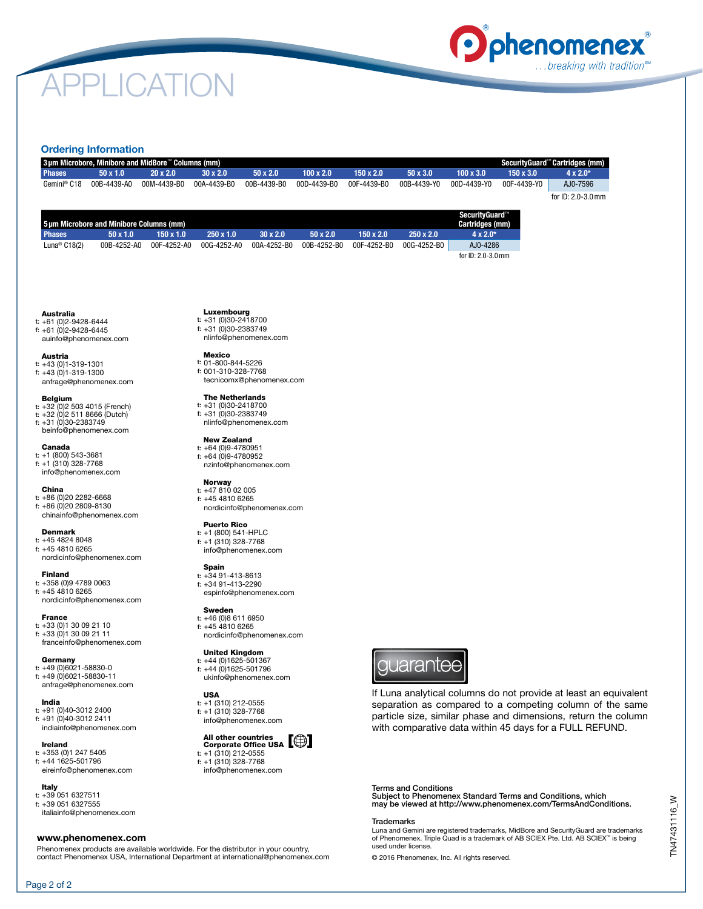# APPLICATION

## Ordering Information

| 3 µm Microbore, Minibore and MidBore™ Columns (mm) | | | | | | | | | | SecurityGuard™ Cartridges (mm) |
|---|---|---|---|---|---|---|---|---|---|---|
| Phases | 50 x 1.0 | 20 x 2.0 | 30 x 2.0 | 50 x 2.0 | 100 x 2.0 | 150 x 2.0 | 50 x 3.0 | 100 x 3.0 | 150 x 3.0 | 4 x 2.0* |
| Gemini® C18 | 00B-4439-A0 | 00M-4439-B0 | 00A-4439-B0 | 00B-4439-B0 | 00D-4439-B0 | 00F-4439-B0 | 00B-4439-Y0 | 00D-4439-Y0 | 00F-4439-Y0 | AJ0-7596 |
| | | | | | | | | | | for ID: 2.0-3.0 mm |

| 5 µm Microbore and Minibore Columns (mm) | | | | | | | | SecurityGuard™ Cartridges (mm) |
|---|---|---|---|---|---|---|---|---|
| Phases | 50 x 1.0 | 150 x 1.0 | 250 x 1.0 | 30 x 2.0 | 50 x 2.0 | 150 x 2.0 | 250 x 2.0 | 4 x 2.0* |
| Luna® C18(2) | 00B-4252-A0 | 00F-4252-A0 | 00G-4252-A0 | 00A-4252-B0 | 00B-4252-B0 | 00F-4252-B0 | 00G-4252-B0 | AJ0-4286 |
| | | | | | | | | for ID: 2.0-3.0 mm |

**Australia**
t: +61 (0)2-9428-6444
f: +61 (0)2-9428-6445
auinfo@phenomenex.com

**Austria**
t: +43 (0)1-319-1301
f: +43 (0)1-319-1300
anfrage@phenomenex.com

**Belgium**
t: +32 (0)2 503 4015 (French)
t: +32 (0)2 511 8666 (Dutch)
f: +31 (0)30-2383749
beinfo@phenomenex.com

**Canada**
t: +1 (800) 543-3681
f: +1 (310) 328-7768
info@phenomenex.com

**China**
t: +86 (0)20 2282-6668
f: +86 (0)20 2809-8130
chinainfo@phenomenex.com

**Denmark**
t: +45 4824 8048
f: +45 4810 6265
nordicinfo@phenomenex.com

**Finland**
t: +358 (0)9 4789 0063
f: +45 4810 6265
nordicinfo@phenomenex.com

**France**
t: +33 (0)1 30 09 21 10
f: +33 (0)1 30 09 21 11
franceinfo@phenomenex.com

**Germany**
t: +49 (0)6021-58830-0
f: +49 (0)6021-58830-11
anfrage@phenomenex.com

**India**
t: +91 (0)40-3012 2400
f: +91 (0)40-3012 2411
indiainfo@phenomenex.com

**Ireland**
t: +353 (0)1 247 5405
f: +44 1625-501796
eireinfo@phenomenex.com

**Italy**
t: +39 051 6327511
f: +39 051 6327555
italiainfo@phenomenex.com

**Luxembourg**
t: +31 (0)30-2418700
f: +31 (0)30-2383749
nlinfo@phenomenex.com

**Mexico**
t: 01-800-844-5226
f: 001-310-328-7768
tecnicomx@phenomenex.com

**The Netherlands**
t: +31 (0)30-2418700
f: +31 (0)30-2383749
nlinfo@phenomenex.com

**New Zealand**
t: +64 (0)9-4780951
f: +64 (0)9-4780952
nzinfo@phenomenex.com

**Norway**
t: +47 810 02 005
f: +45 4810 6265
nordicinfo@phenomenex.com

**Puerto Rico**
t: +1 (800) 541-HPLC
f: +1 (310) 328-7768
info@phenomenex.com

**Spain**
t: +34 91-413-8613
f: +34 91-413-2290
espinfo@phenomenex.com

**Sweden**
t: +46 (0)8 611 6950
f: +45 4810 6265
nordicinfo@phenomenex.com

**United Kingdom**
t: +44 (0)1625-501367
f: +44 (0)1625-501796
ukinfo@phenomenex.com

**USA**
t: +1 (310) 212-0555
f: +1 (310) 328-7768
info@phenomenex.com

**All other countries**
**Corporate Office USA**
t: +1 (310) 212-0555
f: +1 (310) 328-7768
info@phenomenex.com

**www.phenomenex.com**

Phenomenex products are available worldwide. For the distributor in your country, contact Phenomenex USA, International Department at international@phenomenex.com

guarantee

If Luna analytical columns do not provide at least an equivalent separation as compared to a competing column of the same particle size, similar phase and dimensions, return the column with comparative data within 45 days for a FULL REFUND.

**Terms and Conditions**
**Subject to Phenomenex Standard Terms and Conditions, which may be viewed at http://www.phenomenex.com/TermsAndConditions.**

**Trademarks**
Luna and Gemini are registered trademarks, MidBore and SecurityGuard are trademarks of Phenomenex. Triple Quad is a trademark of AB SCIEX Pte. Ltd. AB SCIEX™ is being used under license.

© 2016 Phenomenex, Inc. All rights reserved.

TN47431116_W